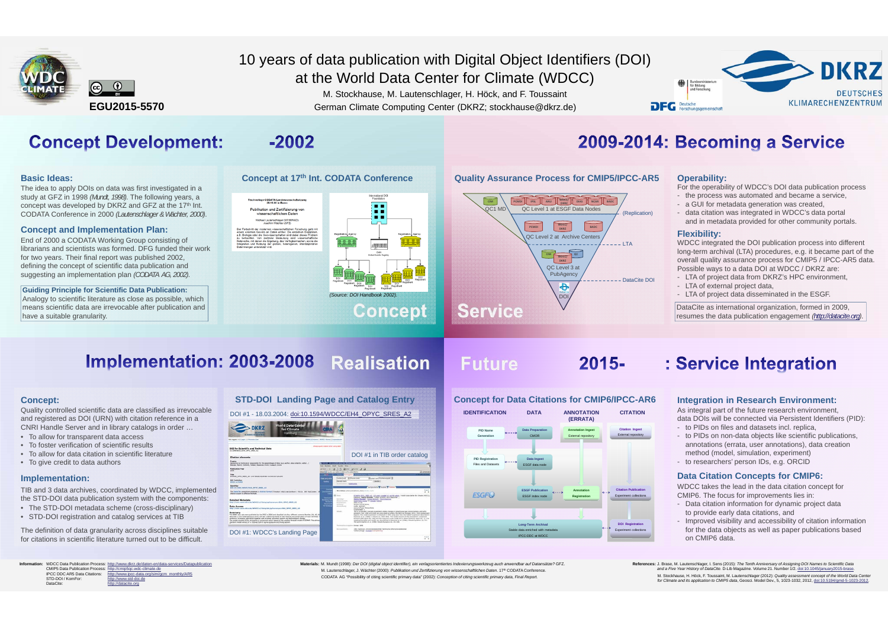# 10 years of data publication with Digital Object Identifiers (DOI) at the World Data Center for Climate (WDCC)

M. Stockhause, M. Lautenschlager, H. Höck, and F. Toussaint

German Climate Computing Center (DKRZ; stockhause@dkrz.de)

**EGU2015-5570**

## Concept Development: -2002

### Basic Ideas:

The idea to apply DOIs on data was first investigated in a study at GFZ in 1998 *(Mundt, 1998)*. The following years, a concept was developed by DKRZ and GFZ at the 17th Int. CODATA Conference in 2000 *(Lautenschlager & Wächter, 2000)*.

### Concept and Implementation Plan:

End of 2000 a CODATA Working Group consisting of librarians and scientists was formed. DFG funded their work for two years. Their final report was published 2002, defining the concept of scientific data publication and suggesting an implementation plan *(CODATA AG, 2002)*.

**Guiding Principle for Scientific Data Publication:**
Analogy to scientific literature as close as possible, which means scientific data are irrevocable after publication and have a suitable granularity.

### Concept at 17th Int. CODATA Conference

*(Source: DOI Handbook 2002).*

Concept

## 2009-2014: Becoming a Service

### Quality Assurance Process for CMIP5/IPCC-AR5

QC1 MD; QC Level 1 at ESGF Data Nodes; (Replication); QC Level 2 at Archive Centers; LTA; QC Level 3 at PubAgency; DataCite DOI; DOI

Service

### Operability:

For the operability of WDCC's DOI data publication process

- the process was automated and became a service,
- a GUI for metadata generation was created,
- data citation was integrated in WDCC's data portal and in metadata provided for other community portals.

### Flexibility:

WDCC integrated the DOI publication process into different long-term archival (LTA) procedures, e.g. it became part of the overall quality assurance process for CMIP5 / IPCC-AR5 data. Possible ways to a data DOI at WDCC / DKRZ are:

- LTA of project data from DKRZ's HPC environment,
- LTA of external project data,
- LTA of project data disseminated in the ESGF.

DataCite as international organization, formed in 2009, resumes the data publication engagement *(http://datacite.org)*.

## Implementation: 2003-2008 Realisation

### Concept:

Quality controlled scientific data are classified as irrevocable and registered as DOI (URN) with citation reference in a CNRI Handle Server and in library catalogs in order …

- To allow for transparent data access
- To foster verification of scientific results
- To allow for data citation in scientific literature
- To give credit to data authors

### Implementation:

TIB and 3 data archives, coordinated by WDCC, implemented the STD-DOI data publication system with the components:

- The STD-DOI metadata scheme (cross-disciplinary)
- STD-DOI registration and catalog services at TIB

The definition of data granularity across disciplines suitable for citations in scientific literature turned out to be difficult.

### STD-DOI Landing Page and Catalog Entry

DOI #1 - 18.03.2004: doi:10.1594/WDCC/EH4_OPYC_SRES_A2

DOI #1 in TIB order catalog

DOI #1: WDCC's Landing Page

## Future 2015- : Service Integration

### Concept for Data Citations for CMIP6/IPCC-AR6

IDENTIFICATION | DATA | ANNOTATION (ERRATA) | CITATION

PID Name Generation; Data Preparation CMOR; Annotation Ingest External repository; Citation Ingest External repository; PID Registration Files and Datasets; Data Ingest ESGF data node; ESGF Publication ESGF index node; Annotation Registration; Citation Publication Experiment collections; Long-Term Archival Stable data enriched with metadata IPCC-DDC at WDCC; DOI Registration Experiment collections

### Integration in Research Environment:

As integral part of the future research environment, data DOIs will be connected via Persistent Identifiers (PID):

- to PIDs on files and datasets incl. replica,
- to PIDs on non-data objects like scientific publications, annotations (errata, user annotations), data creation method (model, simulation, experiment)
- to researchers' person IDs, e.g. ORCID

### Data Citation Concepts for CMIP6:

WDCC takes the lead in the data citation concept for CMIP6. The focus for improvements lies in:

- Data citation information for dynamic project data to provide early data citations, and
- Improved visibility and accessibility of citation information for the data objects as well as paper publications based on CMIP6 data.

---

**Information:**

- WDCC Data Publication Process: http://www.dkrz.de/daten-en/data-services/Datapublication
- CMIP5 Data Publication Process: http://cmip5qc.wdc-climate.de
- IPCC DDC AR5 Data Citations: http://www.ipcc-data.org/sim/gcm_monthly/AR5
- STD-DOI / KomFor: http://www.std-doi.de
- DataCite: http://datacite.org

**Materials:** M. Mundt (1998): *Der DOI (digital object identifier), ein verlagsorientiertes Indexierungswerkzeug auch anwendbar auf Datansätze?* GFZ.
M. Lautenschlager, J. Wächter (2000): *Publikation und Zertifizierung von wissenschaftlichen Daten.* 17th CODATA Conference.
CODATA AG "Possibility of citing scientific primary data" (2002): *Conception of citing scientific primary data, Final Report.*

**References:** J. Brase, M. Lautenschlager, I. Sens (2015): *The Tenth Anniversary of Assigning DOI Names to Scientific Data and a Five Year History of DataCite.* D-Lib Magazine. Volume 21. Number 1/2. doi:10.1045/january2015-brase.
M. Stockhause, H. Höck, F. Toussaint, M. Lautenschlager (2012): *Quality assessment concept of the World Data Center for Climate and its application to CMIP5 data*, Geosci. Model Dev., 5, 1023-1032, 2012, doi:10.5194/gmd-5-1023-2012.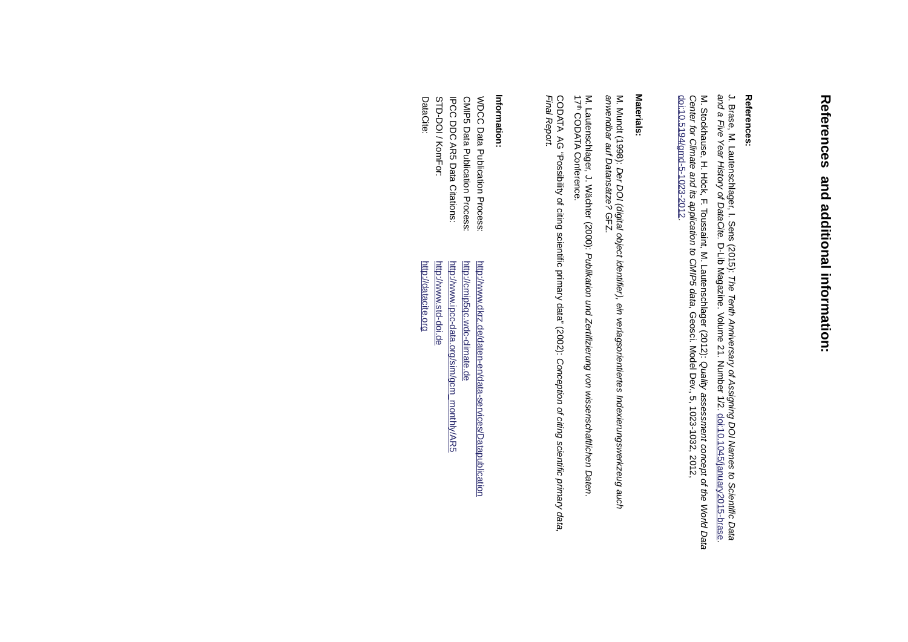# References and additional information:

**References:**

J. Brase, M. Lautenschlager, I. Sens (2015): *The Tenth Anniversary of Assigning DOI Names to Scientific Data and a Five Year History of DataCite*. D-Lib Magazine. Volume 21, Number 1/2. doi:10.1045/january2015-brase.

M. Stockhause, H. Höck, F. Toussaint, M. Lautenschlager (2012): *Quality assessment concept of the World Data Center for Climate and its application to CMIP5 data*, Geosci. Model Dev., 5, 1023-1032, 2012, doi:10.5194/gmd-5-1023-2012.

**Materials:**

M. Mundt (1998): *Der DOI (digital object identifier), ein verlagsorientiertes Indexierungswerkzeug auch anwendbar auf Datansätze?* GFZ.

M. Lautenschlager, J. Wächter (2000): *Publikation und Zertifizierung von wissenschaftlichen Daten*. 17th CODATA Conference.

CODATA AG "Possibility of citing scientific primary data" (2002): *Conception of citing scientific primary data, Final Report*.

**Information:**

| | |
|---|---|
| WDCC Data Publication Process: | http://www.dkrz.de/daten-en/data-services/Datapublication |
| CMIP5 Data Publication Process: | http://cmip5qc.wdc-climate.de |
| IPCC DDC AR5 Data Citations: | http://www.ipcc-data.org/sim/gcm_monthly/AR5 |
| STD-DOI / KomFor: | http://www.std-doi.de |
| DataCite: | http://datacite.org |